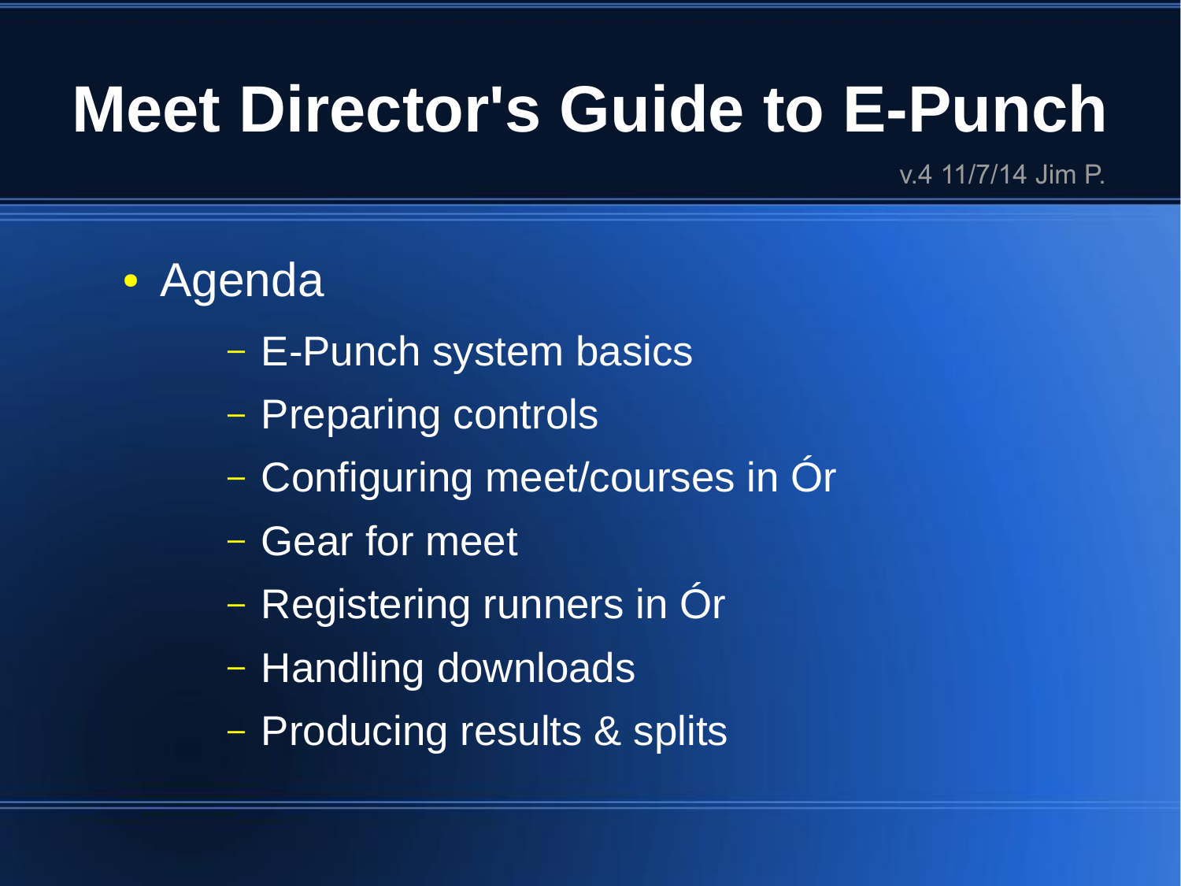# Meet Director's Guide to E-Punch

v.4 11/7/14 Jim P.

- Agenda
  - E-Punch system basics
  - Preparing controls
  - Configuring meet/courses in Ór
  - Gear for meet
  - Registering runners in Ór
  - Handling downloads
  - Producing results & splits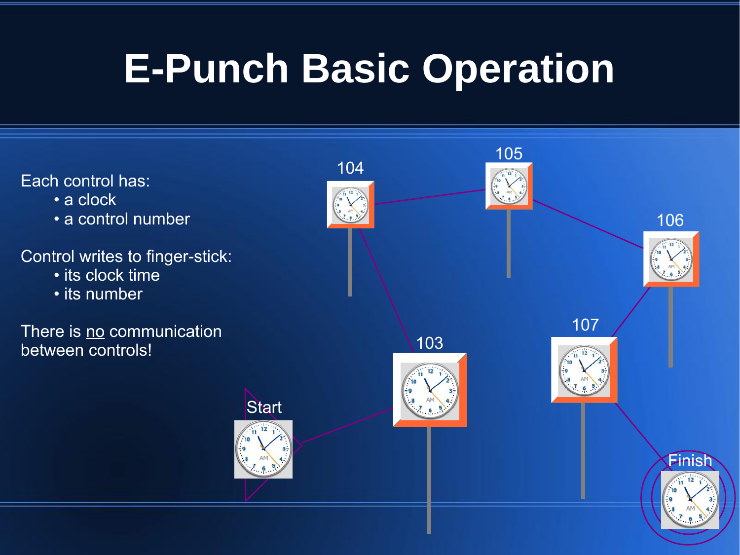# E-Punch Basic Operation

Each control has:

- a clock
- a control number

Control writes to finger-stick:

- its clock time
- its number

There is <u>no</u> communication between controls!

104

105

106

107

103

Start

Finish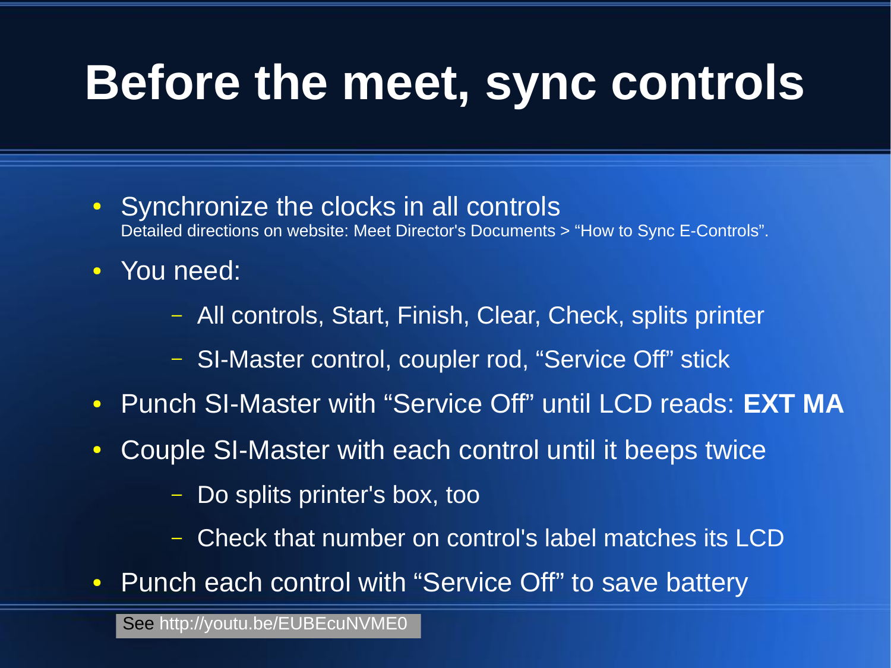# Before the meet, sync controls

- Synchronize the clocks in all controls
  Detailed directions on website: Meet Director's Documents > “How to Sync E-Controls”.
- You need:
  - All controls, Start, Finish, Clear, Check, splits printer
  - SI-Master control, coupler rod, “Service Off” stick
- Punch SI-Master with “Service Off” until LCD reads: **EXT MA**
- Couple SI-Master with each control until it beeps twice
  - Do splits printer's box, too
  - Check that number on control's label matches its LCD
- Punch each control with “Service Off” to save battery

See http://youtu.be/EUBEcuNVME0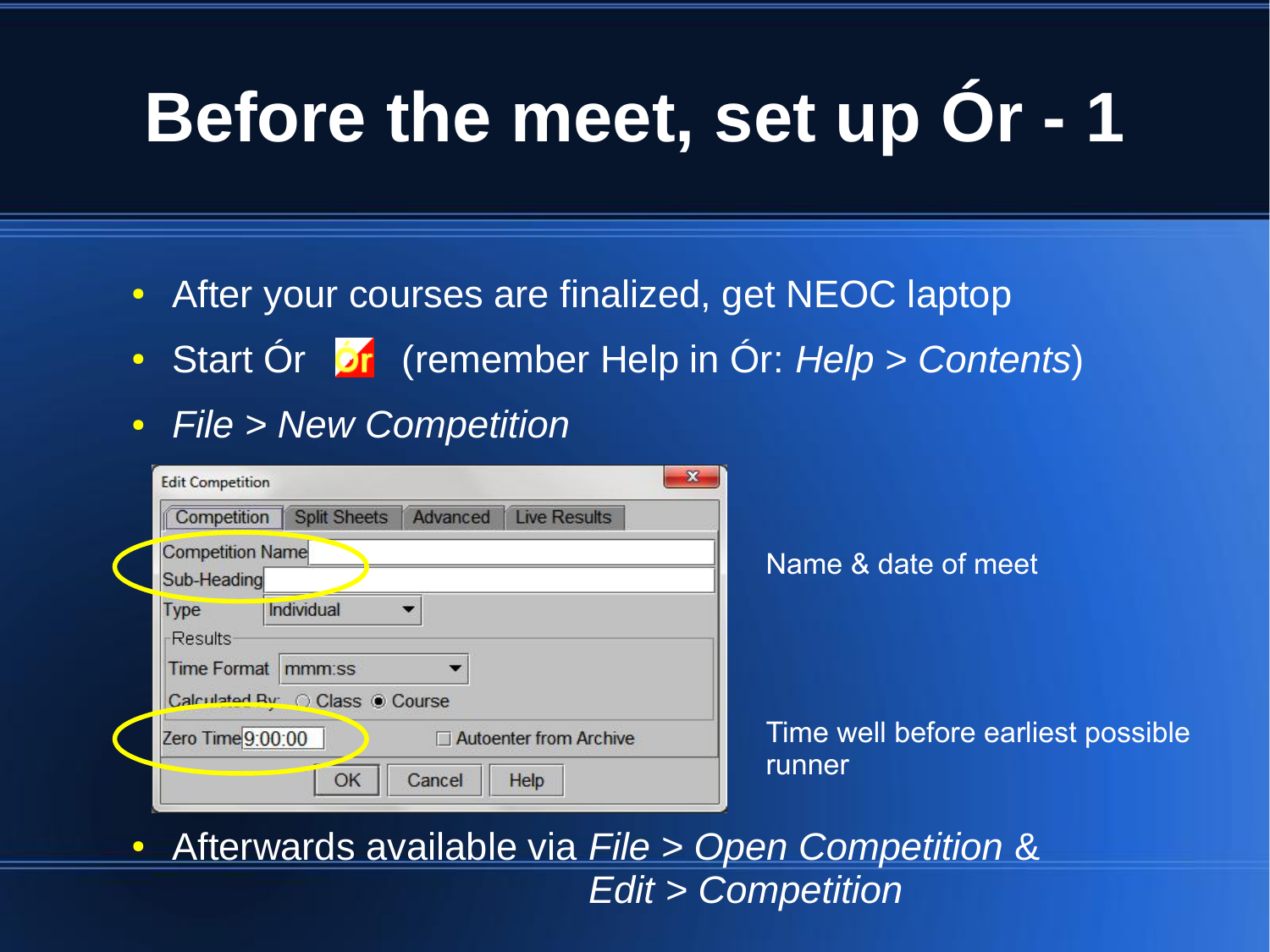# Before the meet, set up Ór - 1

- After your courses are finalized, get NEOC laptop
- Start Ór (remember Help in Ór: *Help > Contents*)
- *File > New Competition*

Edit Competition

Competition | Split Sheets | Advanced | Live Results

Competition Name

Sub-Heading

Type: Individual

Results

Time Format: mmm:ss

Calculated By: Class / Course

Zero Time: 9:00:00

Autoenter from Archive

OK | Cancel | Help

Name & date of meet

Time well before earliest possible runner

- Afterwards available via *File > Open Competition* & *Edit > Competition*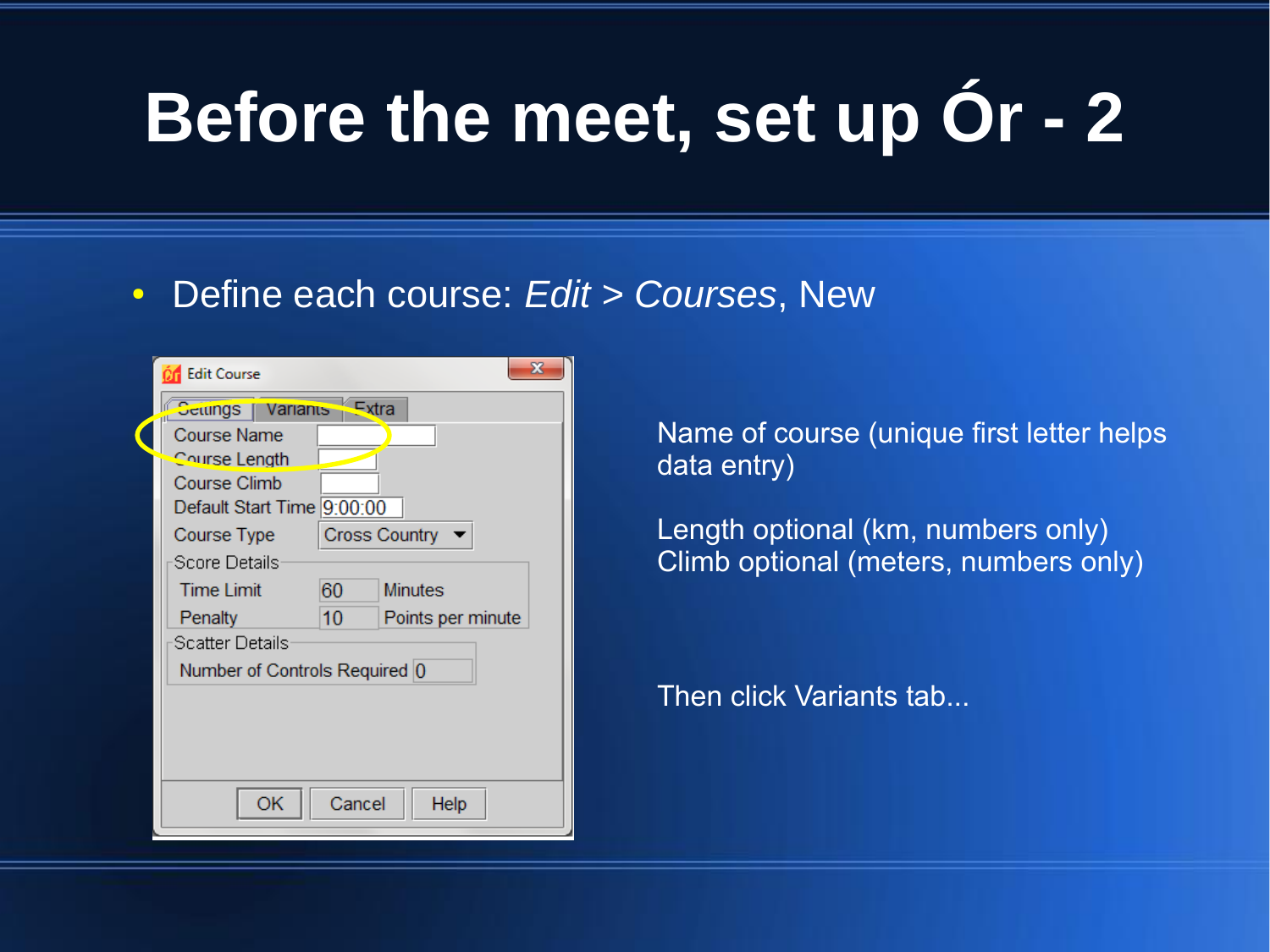# Before the meet, set up Ór - 2

- Define each course: *Edit* > *Courses*, New

Edit Course

Settings | Variants | Extra

Course Name
Course Length
Course Climb
Default Start Time 9:00:00
Course Type Cross Country

Score Details
Time Limit 60 Minutes
Penalty 10 Points per minute

Scatter Details
Number of Controls Required 0

OK | Cancel | Help

Name of course (unique first letter helps data entry)

Length optional (km, numbers only)
Climb optional (meters, numbers only)

Then click Variants tab...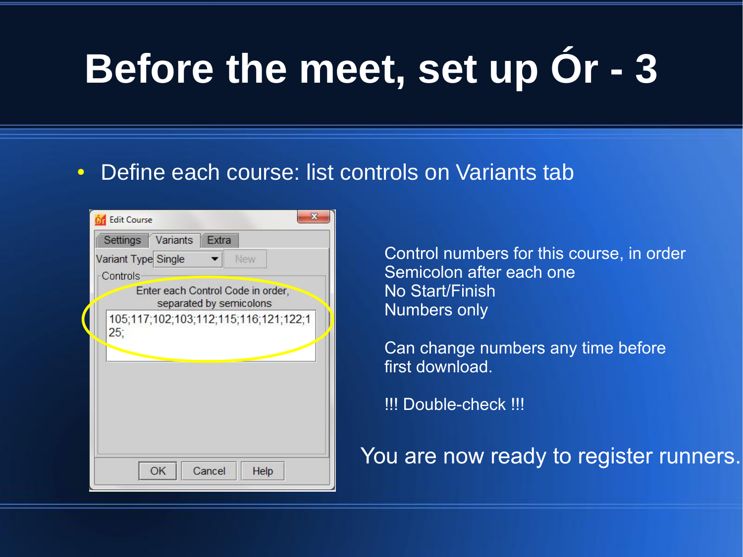# Before the meet, set up Ór - 3

- Define each course: list controls on Variants tab

Edit Course

Settings | Variants | Extra

Variant Type: Single | New

Controls

Enter each Control Code in order, separated by semicolons

105;117;102;103;112;115;116;121;122;125;

OK | Cancel | Help

Control numbers for this course, in order
Semicolon after each one
No Start/Finish
Numbers only

Can change numbers any time before first download.

!!! Double-check !!!

You are now ready to register runners.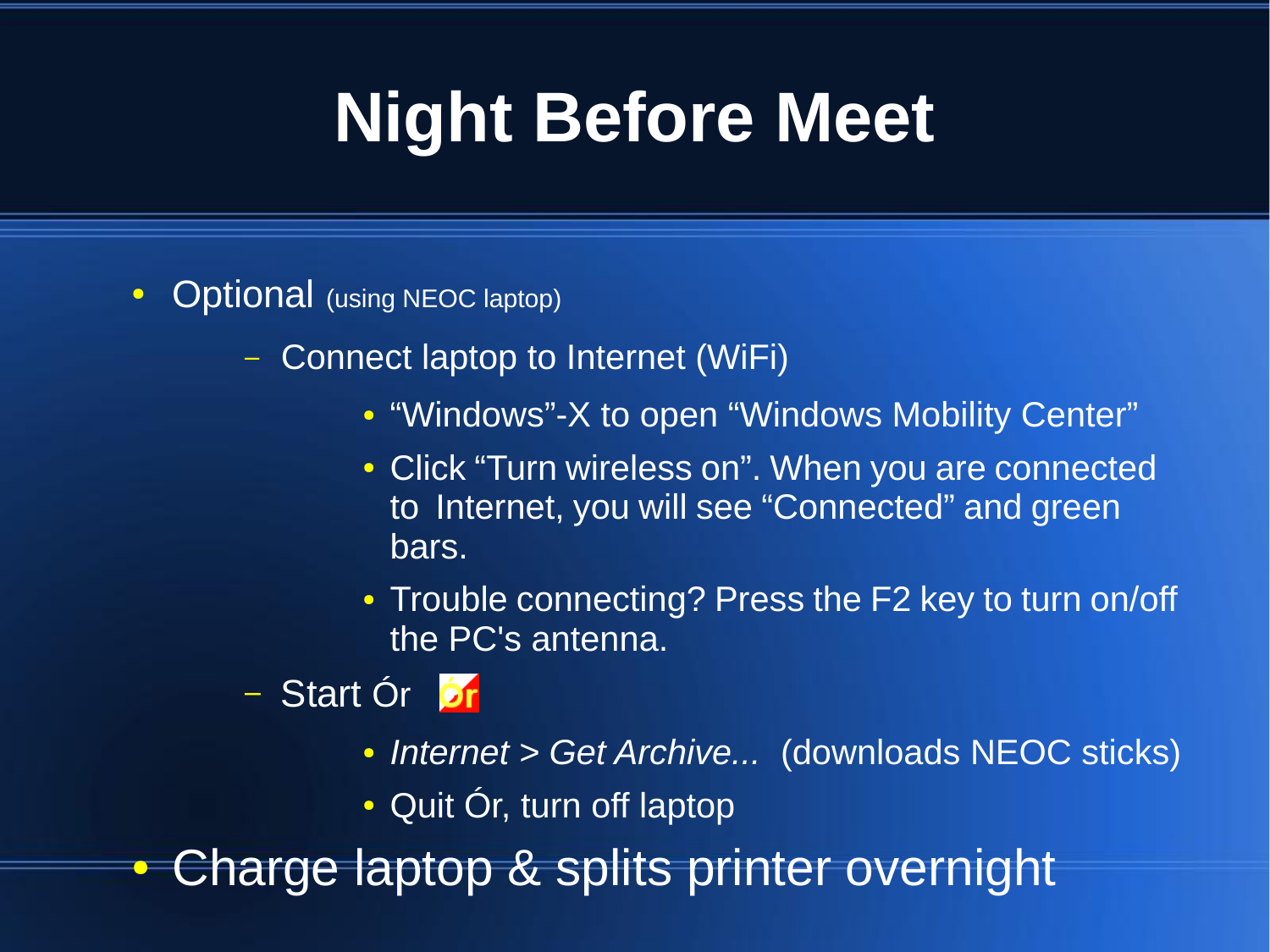# Night Before Meet

- Optional (using NEOC laptop)
  - Connect laptop to Internet (WiFi)
    - “Windows”-X to open “Windows Mobility Center”
    - Click “Turn wireless on”. When you are connected to Internet, you will see “Connected” and green bars.
    - Trouble connecting? Press the F2 key to turn on/off the PC's antenna.
  - Start Ór
    - *Internet > Get Archive...* (downloads NEOC sticks)
    - Quit Ór, turn off laptop
- Charge laptop & splits printer overnight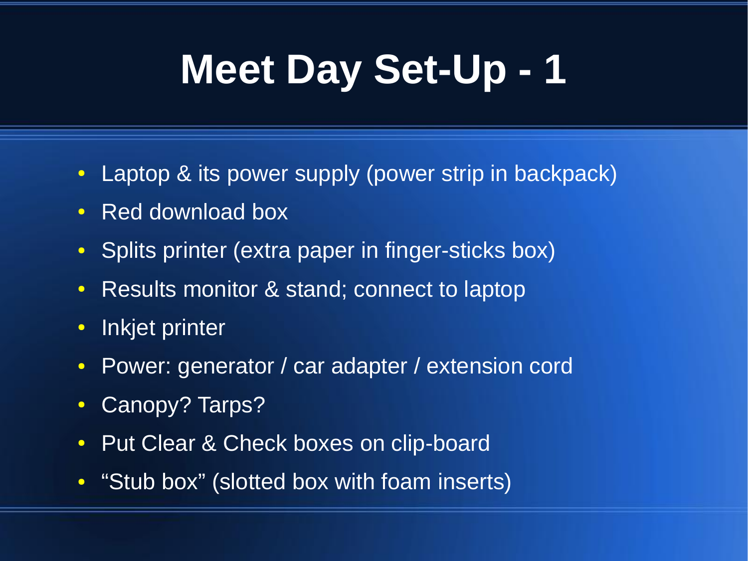# Meet Day Set-Up - 1

- Laptop & its power supply (power strip in backpack)
- Red download box
- Splits printer (extra paper in finger-sticks box)
- Results monitor & stand; connect to laptop
- Inkjet printer
- Power: generator / car adapter / extension cord
- Canopy? Tarps?
- Put Clear & Check boxes on clip-board
- “Stub box” (slotted box with foam inserts)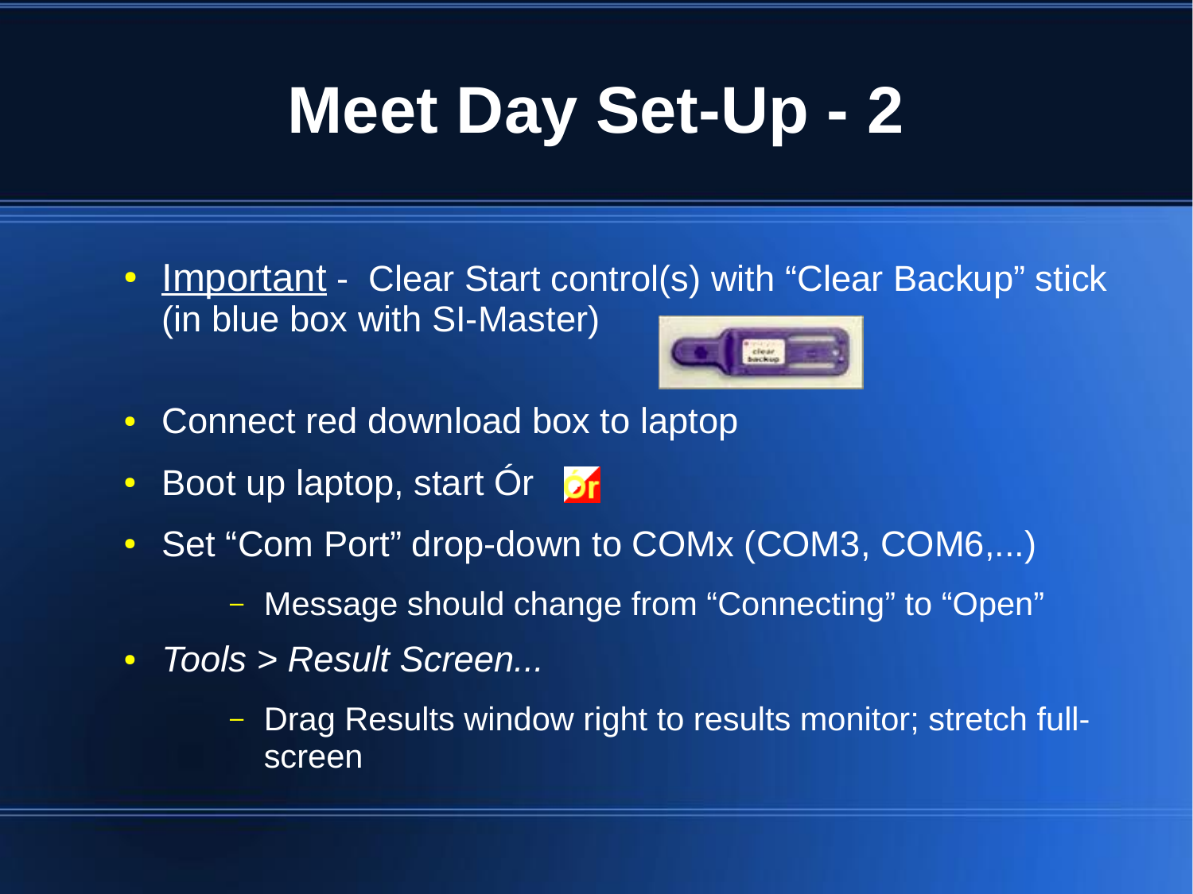# Meet Day Set-Up - 2

- Important - Clear Start control(s) with “Clear Backup” stick (in blue box with SI-Master)
- Connect red download box to laptop
- Boot up laptop, start Ór
- Set “Com Port” drop-down to COMx (COM3, COM6,...)
  - Message should change from “Connecting” to “Open”
- *Tools > Result Screen...*
  - Drag Results window right to results monitor; stretch full-screen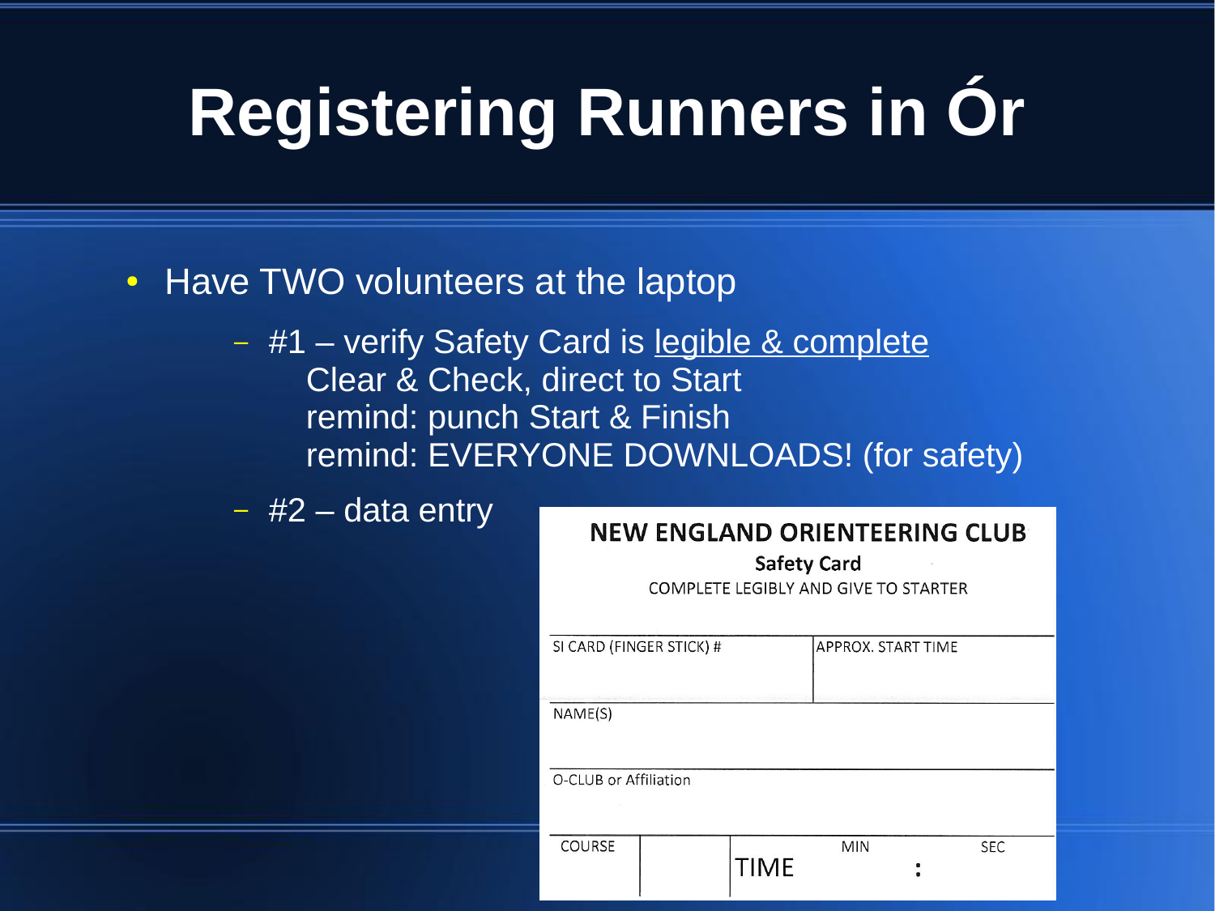# Registering Runners in Ór

- Have TWO volunteers at the laptop
  - #1 – verify Safety Card is legible & complete
    Clear & Check, direct to Start
    remind: punch Start & Finish
    remind: EVERYONE DOWNLOADS! (for safety)
  - #2 – data entry

**NEW ENGLAND ORIENTEERING CLUB**

**Safety Card**

COMPLETE LEGIBLY AND GIVE TO STARTER

| SI CARD (FINGER STICK) # | APPROX. START TIME |
|---|---|

NAME(S)

O-CLUB or Affiliation

| COURSE | | TIME | MIN : | SEC |
|---|---|---|---|---|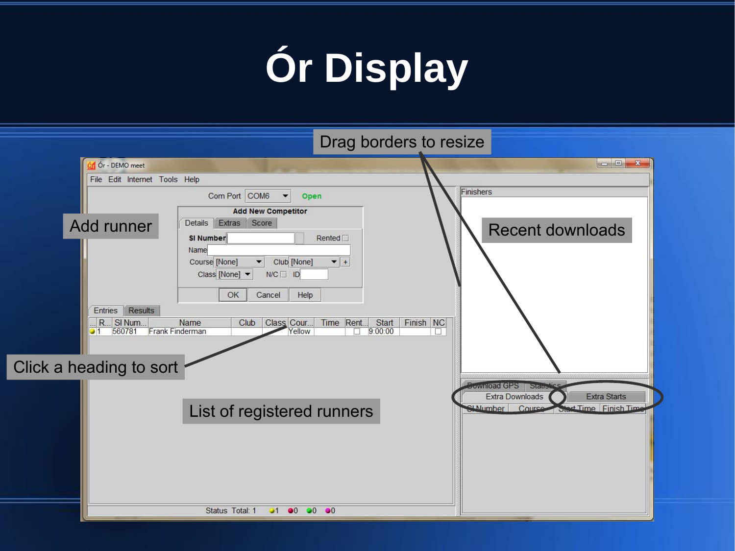# Ór Display

Drag borders to resize

Add runner

Recent downloads

Click a heading to sort

List of registered runners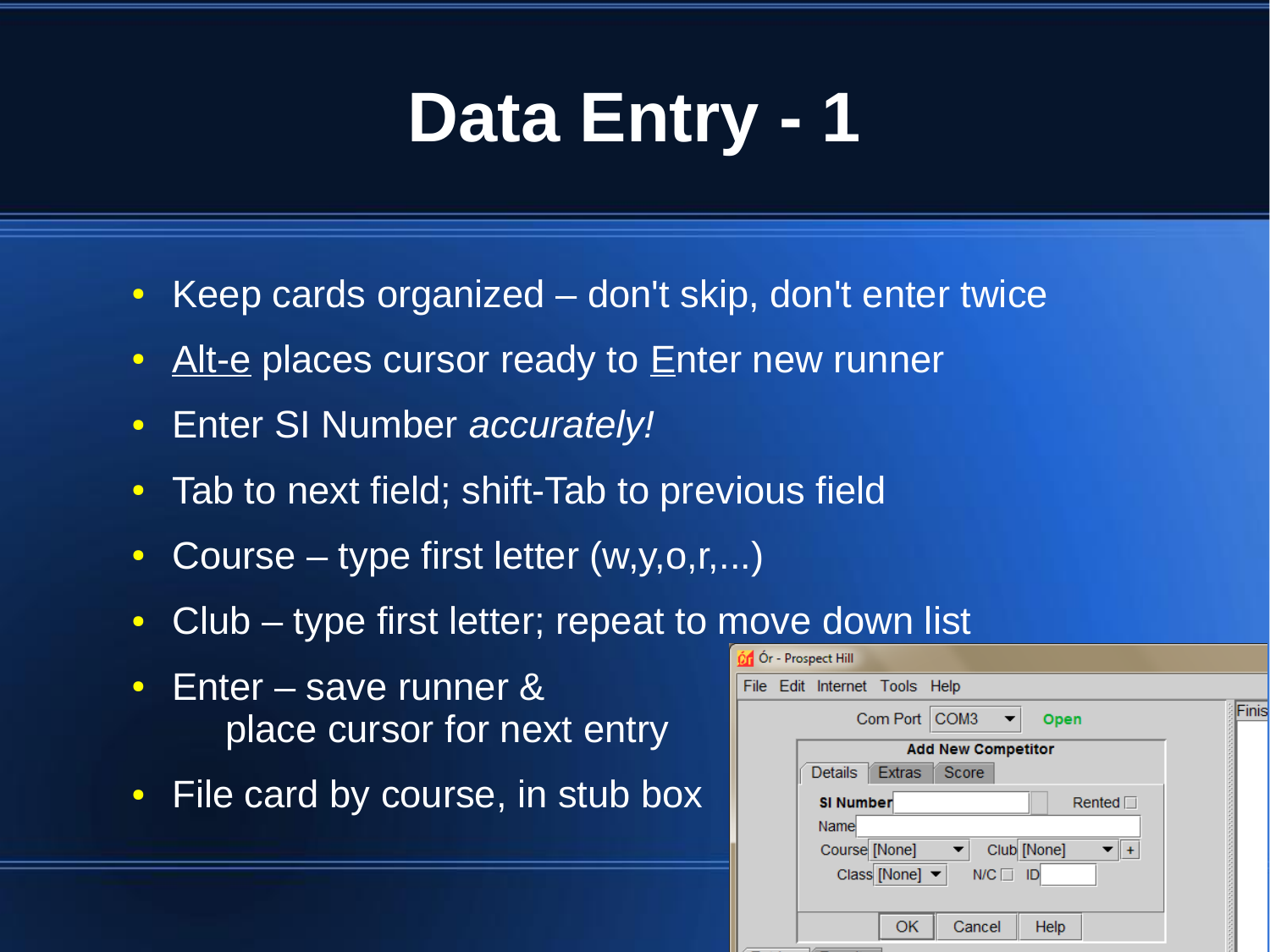# Data Entry - 1

- Keep cards organized – don't skip, don't enter twice
- Alt-e places cursor ready to Enter new runner
- Enter SI Number *accurately!*
- Tab to next field; shift-Tab to previous field
- Course – type first letter (w,y,o,r,...)
- Club – type first letter; repeat to move down list
- Enter – save runner & place cursor for next entry
- File card by course, in stub box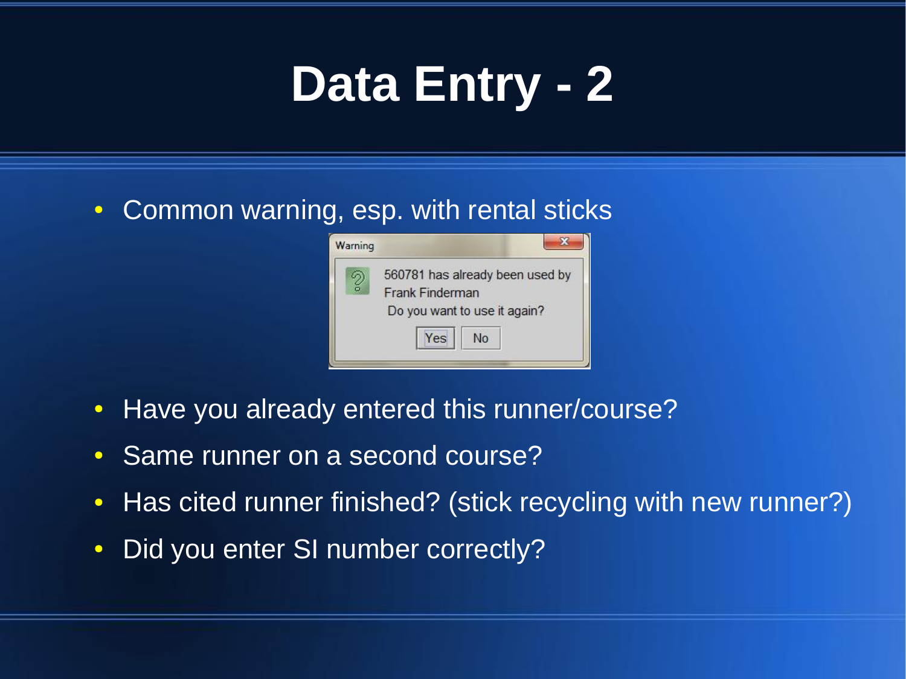# Data Entry - 2

- Common warning, esp. with rental sticks

Warning

560781 has already been used by Frank Finderman
Do you want to use it again?

Yes No

- Have you already entered this runner/course?
- Same runner on a second course?
- Has cited runner finished? (stick recycling with new runner?)
- Did you enter SI number correctly?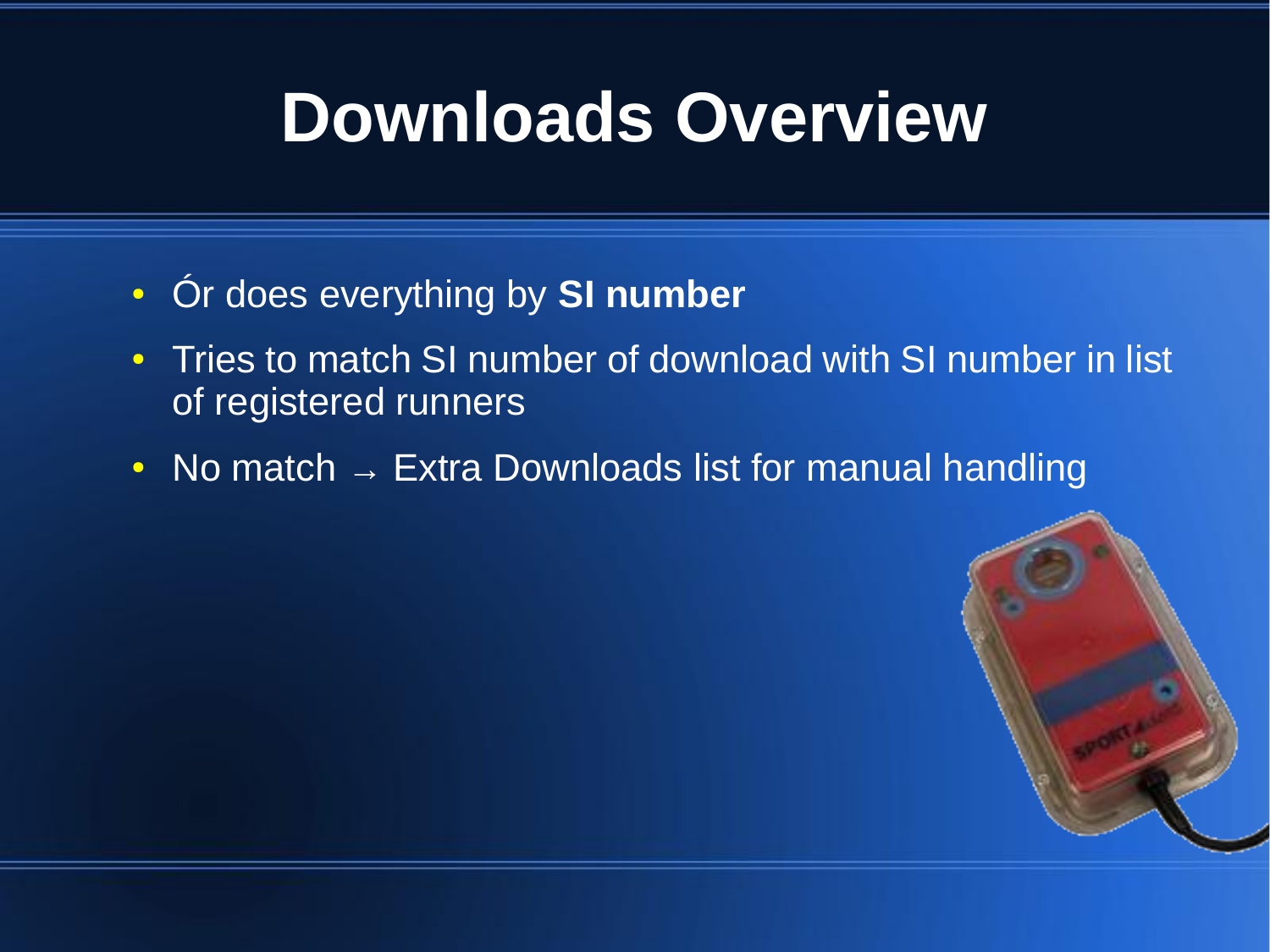# Downloads Overview

- Ór does everything by **SI number**
- Tries to match SI number of download with SI number in list of registered runners
- No match → Extra Downloads list for manual handling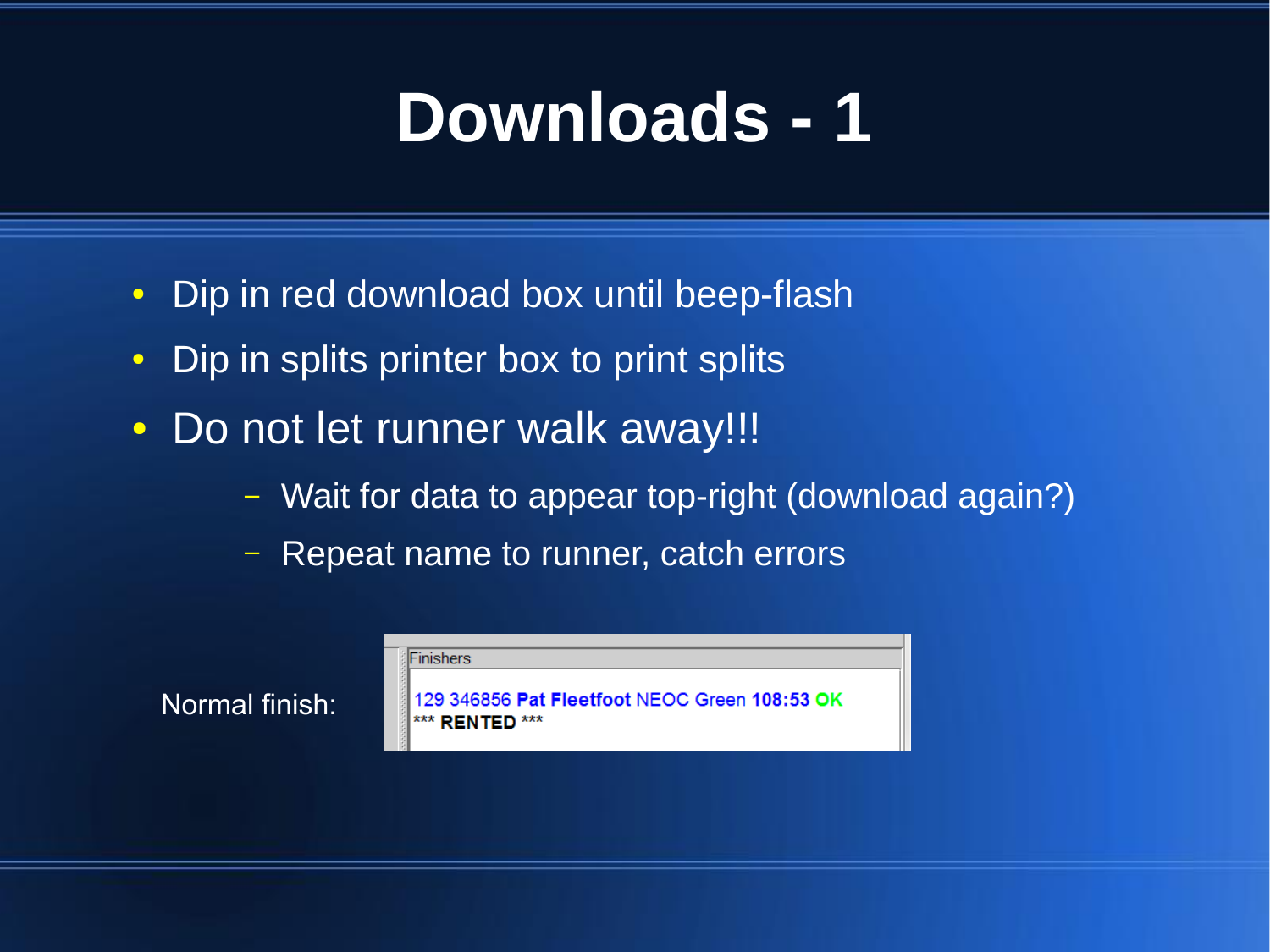# Downloads - 1

- Dip in red download box until beep-flash
- Dip in splits printer box to print splits
- Do not let runner walk away!!!
  - Wait for data to appear top-right (download again?)
  - Repeat name to runner, catch errors

Normal finish:

Finishers

129 346856 **Pat Fleetfoot** NEOC Green **108:53** **OK**
*** **RENTED** ***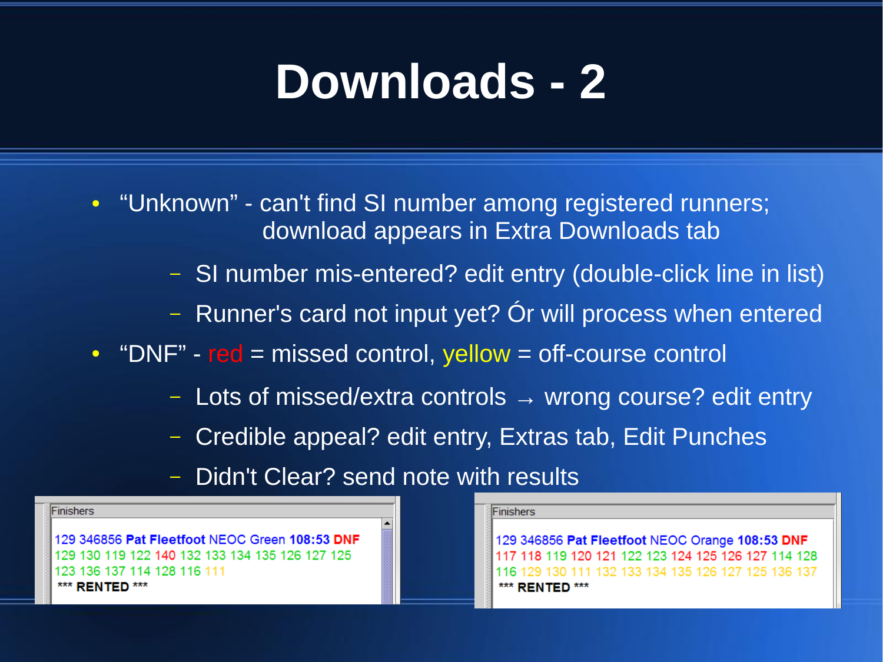# Downloads - 2

- "Unknown" - can't find SI number among registered runners; download appears in Extra Downloads tab
  - SI number mis-entered? edit entry (double-click line in list)
  - Runner's card not input yet? Ór will process when entered
- "DNF" - red = missed control, yellow = off-course control
  - Lots of missed/extra controls → wrong course? edit entry
  - Credible appeal? edit entry, Extras tab, Edit Punches
  - Didn't Clear? send note with results

Finishers

129 346856 **Pat Fleetfoot** NEOC Green **108:53** **DNF**
129 130 119 122 140 132 133 134 135 126 127 125
123 136 137 114 128 116 111
*** **RENTED** ***

Finishers

129 346856 **Pat Fleetfoot** NEOC Orange **108:53** **DNF**
117 118 119 120 121 122 123 124 125 126 127 114 128
116 129 130 111 132 133 134 135 126 127 125 136 137
*** **RENTED** ***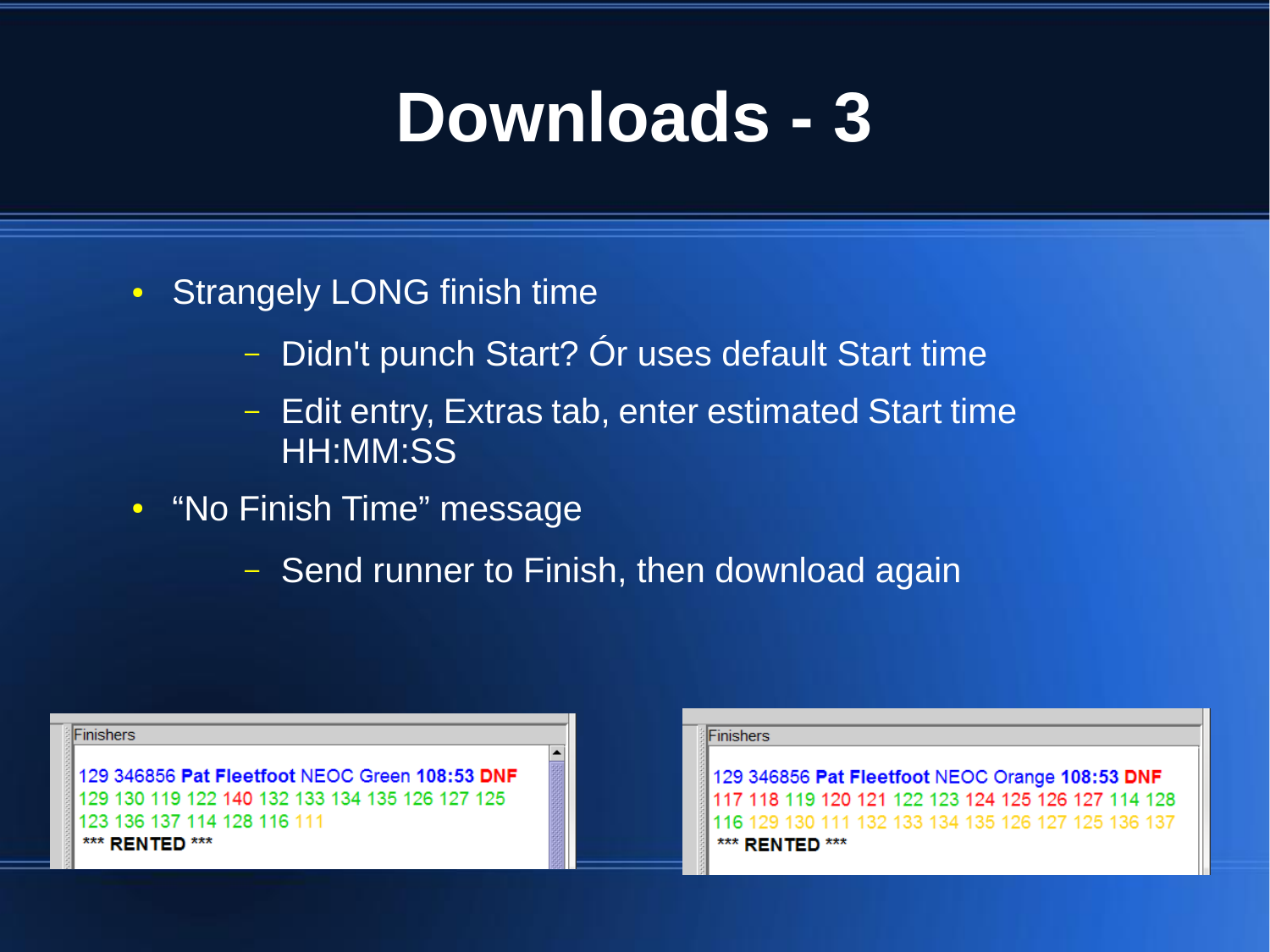# Downloads - 3

- Strangely LONG finish time
  - Didn't punch Start? Ór uses default Start time
  - Edit entry, Extras tab, enter estimated Start time HH:MM:SS
- “No Finish Time” message
  - Send runner to Finish, then download again

Finishers

129 346856 **Pat Fleetfoot** NEOC Green **108:53** **DNF**
129 130 119 122 140 132 133 134 135 126 127 125
123 136 137 114 128 116 111
*** **RENTED** ***

Finishers

129 346856 **Pat Fleetfoot** NEOC Orange **108:53** **DNF**
117 118 119 120 121 122 123 124 125 126 127 114 128
116 129 130 111 132 133 134 135 126 127 125 136 137
*** **RENTED** ***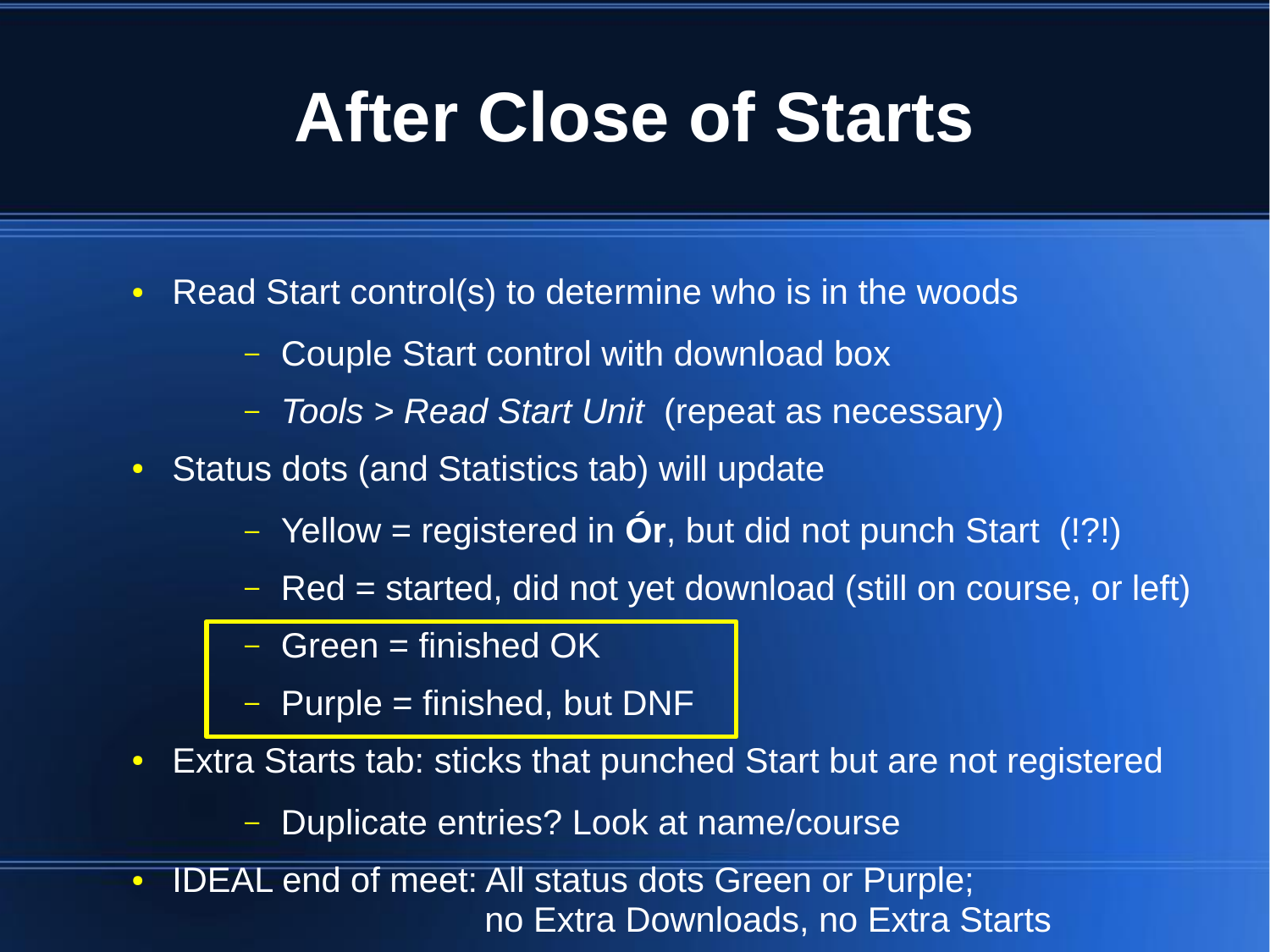# After Close of Starts

- Read Start control(s) to determine who is in the woods
  - Couple Start control with download box
  - *Tools > Read Start Unit* (repeat as necessary)
- Status dots (and Statistics tab) will update
  - Yellow = registered in **Ór**, but did not punch Start (!?!)
  - Red = started, did not yet download (still on course, or left)
  - Green = finished OK
  - Purple = finished, but DNF
- Extra Starts tab: sticks that punched Start but are not registered
  - Duplicate entries? Look at name/course
- IDEAL end of meet: All status dots Green or Purple;
  no Extra Downloads, no Extra Starts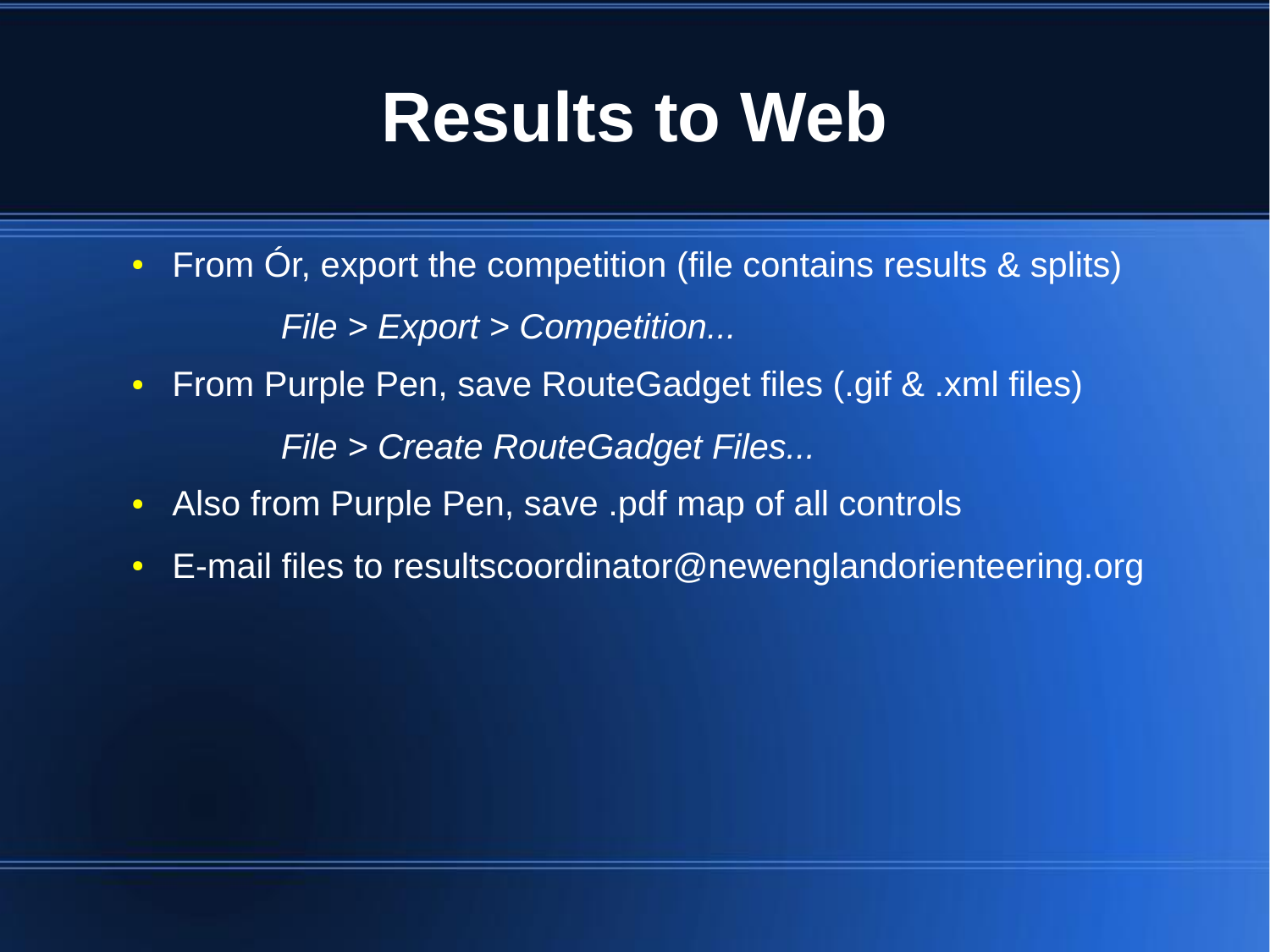# Results to Web

- From Ór, export the competition (file contains results & splits)

  *File > Export > Competition...*

- From Purple Pen, save RouteGadget files (.gif & .xml files)

  *File > Create RouteGadget Files...*

- Also from Purple Pen, save .pdf map of all controls
- E-mail files to resultscoordinator@newenglandorienteering.org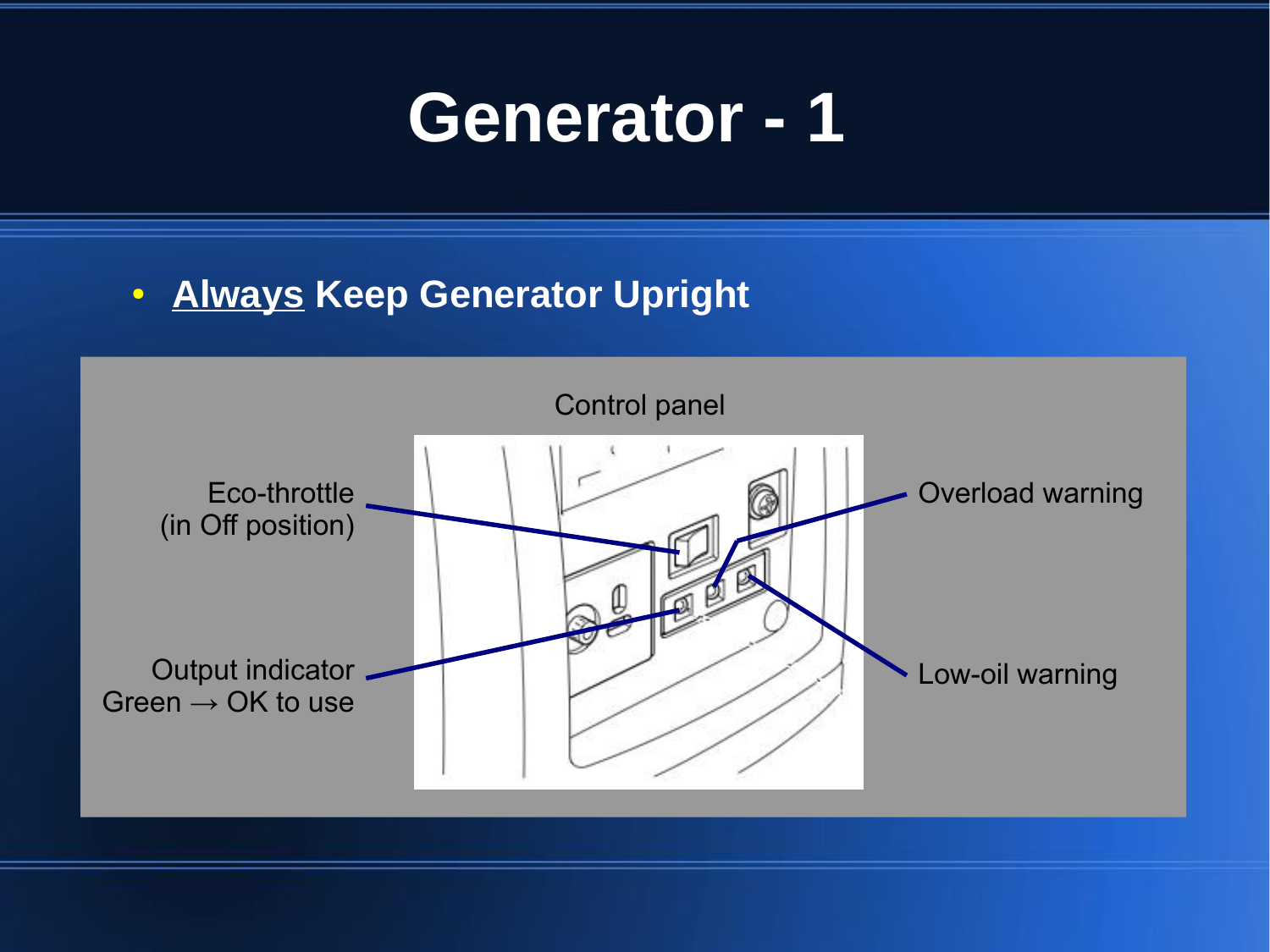# Generator - 1

- **Always Keep Generator Upright**

Control panel

Eco-throttle (in Off position)

Output indicator Green → OK to use

Overload warning

Low-oil warning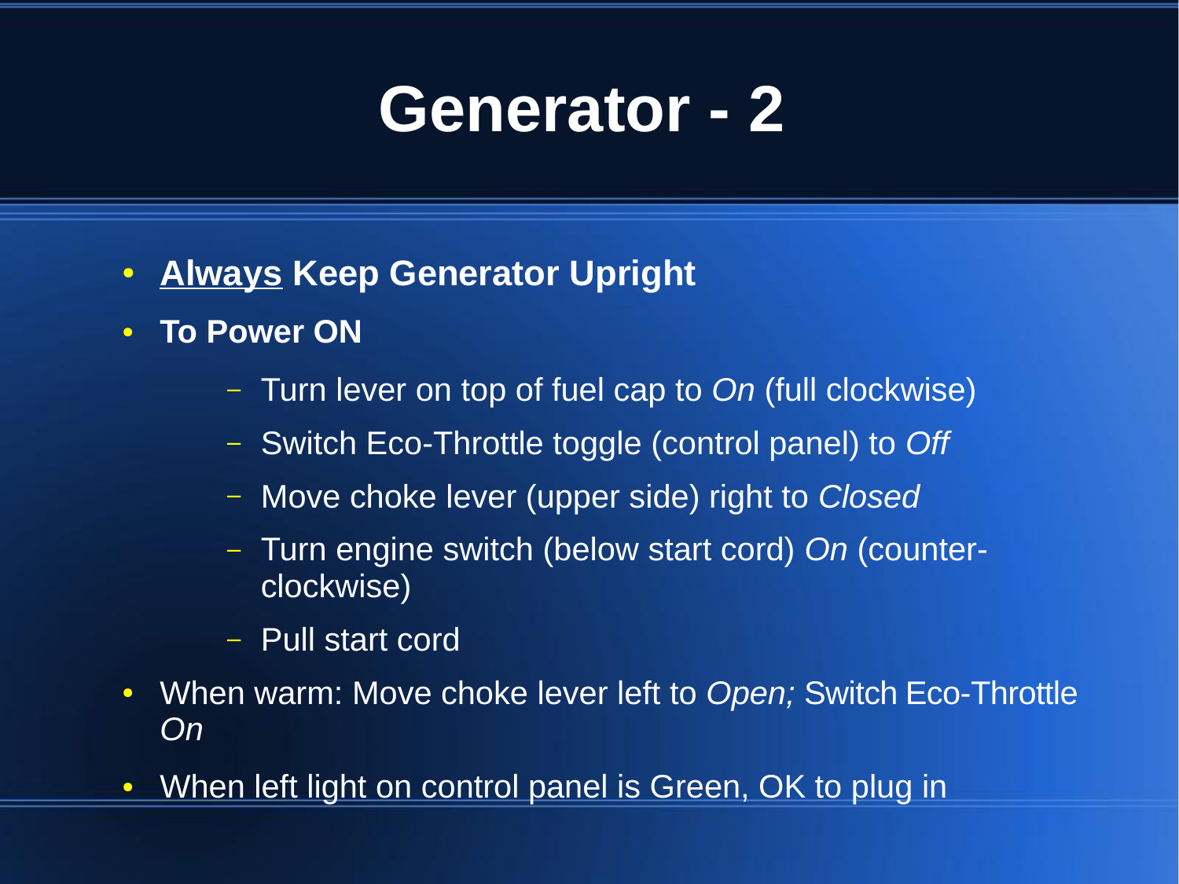# Generator - 2

- **Always Keep Generator Upright**
- **To Power ON**
  - Turn lever on top of fuel cap to *On* (full clockwise)
  - Switch Eco-Throttle toggle (control panel) to *Off*
  - Move choke lever (upper side) right to *Closed*
  - Turn engine switch (below start cord) *On* (counter-clockwise)
  - Pull start cord
- When warm: Move choke lever left to *Open;* Switch Eco-Throttle *On*
- When left light on control panel is Green, OK to plug in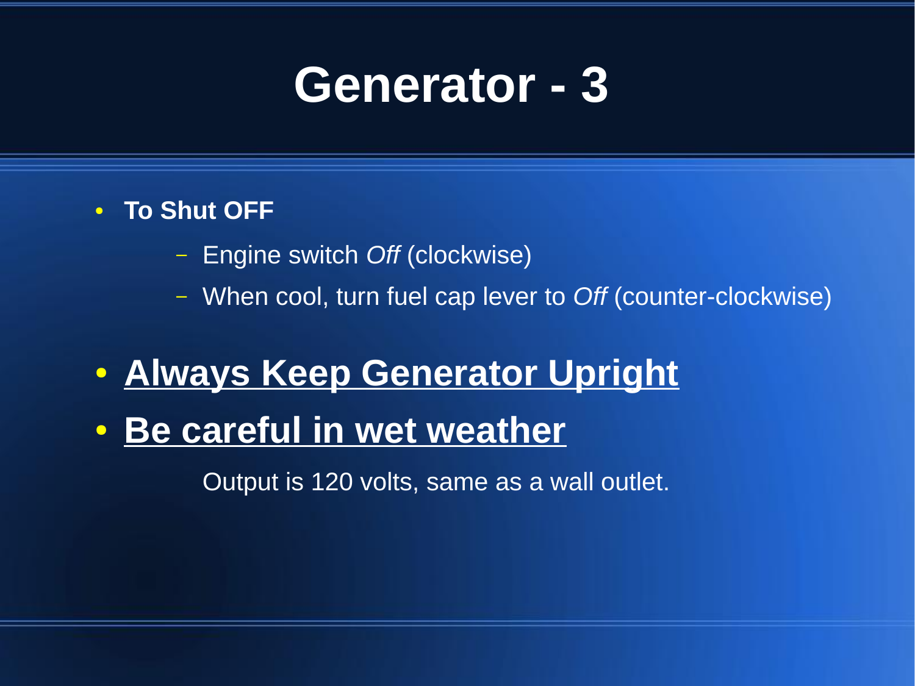# Generator - 3

- **To Shut OFF**
  - Engine switch *Off* (clockwise)
  - When cool, turn fuel cap lever to *Off* (counter-clockwise)
- **<u>Always Keep Generator Upright</u>**
- **<u>Be careful in wet weather</u>**

  Output is 120 volts, same as a wall outlet.